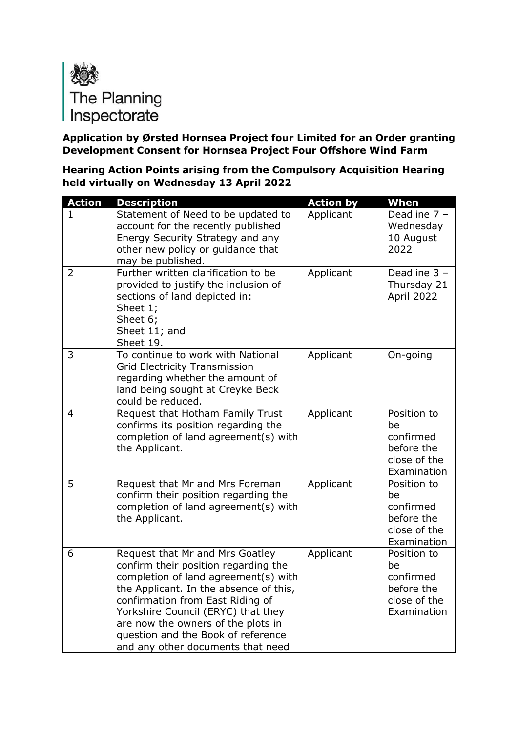The Planning Inspectorate

**Application by Ørsted Hornsea Project four Limited for an Order granting Development Consent for Hornsea Project Four Offshore Wind Farm**

**Hearing Action Points arising from the Compulsory Acquisition Hearing held virtually on Wednesday 13 April 2022**

| Action | Description | Action by | When |
|---|---|---|---|
| 1 | Statement of Need to be updated to account for the recently published Energy Security Strategy and any other new policy or guidance that may be published. | Applicant | Deadline 7 – Wednesday 10 August 2022 |
| 2 | Further written clarification to be provided to justify the inclusion of sections of land depicted in:<br>Sheet 1;<br>Sheet 6;<br>Sheet 11; and<br>Sheet 19. | Applicant | Deadline 3 – Thursday 21 April 2022 |
| 3 | To continue to work with National Grid Electricity Transmission regarding whether the amount of land being sought at Creyke Beck could be reduced. | Applicant | On-going |
| 4 | Request that Hotham Family Trust confirms its position regarding the completion of land agreement(s) with the Applicant. | Applicant | Position to be confirmed before the close of the Examination |
| 5 | Request that Mr and Mrs Foreman confirm their position regarding the completion of land agreement(s) with the Applicant. | Applicant | Position to be confirmed before the close of the Examination |
| 6 | Request that Mr and Mrs Goatley confirm their position regarding the completion of land agreement(s) with the Applicant. In the absence of this, confirmation from East Riding of Yorkshire Council (ERYC) that they are now the owners of the plots in question and the Book of reference and any other documents that need | Applicant | Position to be confirmed before the close of the Examination |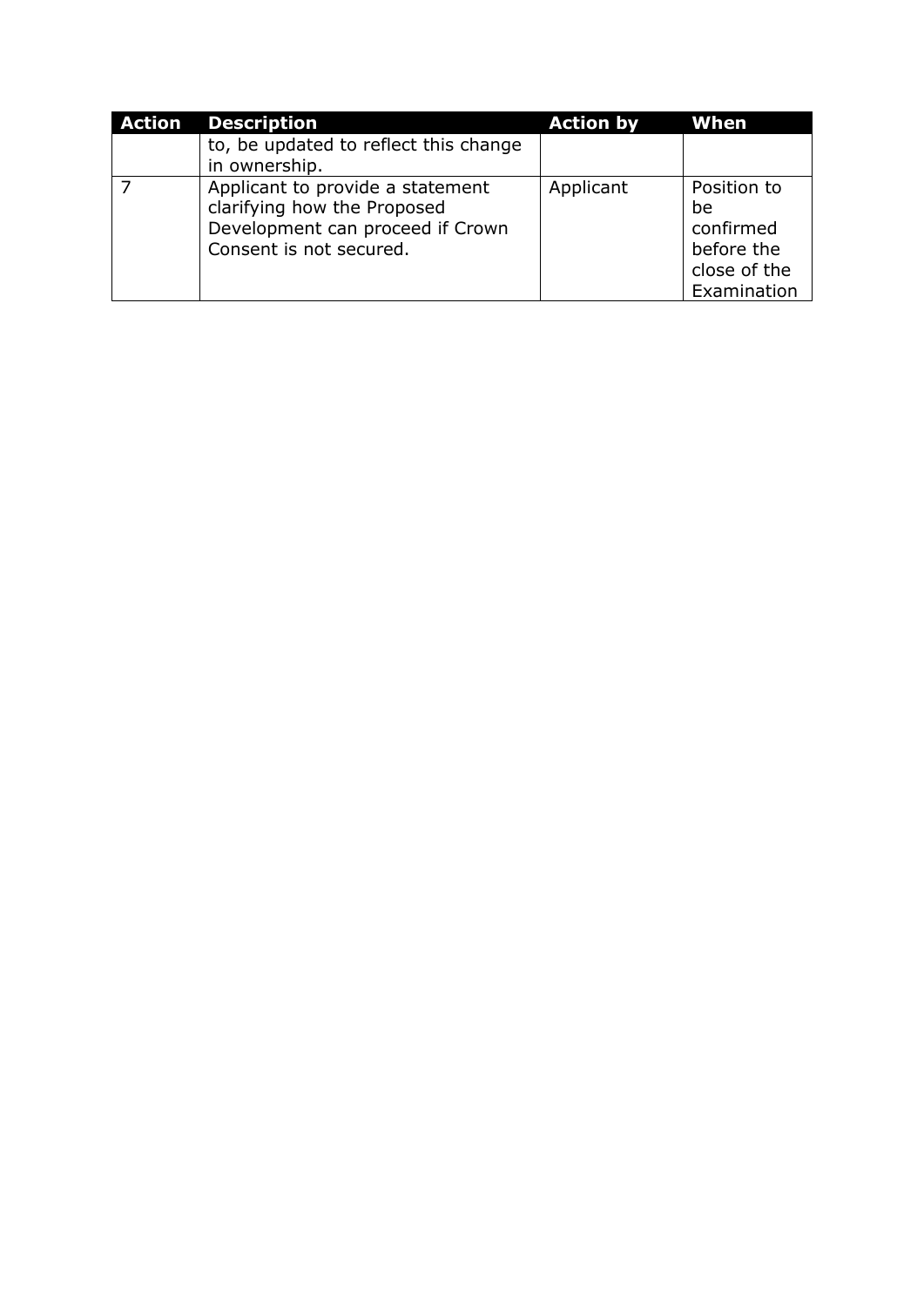| Action | Description | Action by | When |
| --- | --- | --- | --- |
| | to, be updated to reflect this change in ownership. | | |
| 7 | Applicant to provide a statement clarifying how the Proposed Development can proceed if Crown Consent is not secured. | Applicant | Position to be confirmed before the close of the Examination |